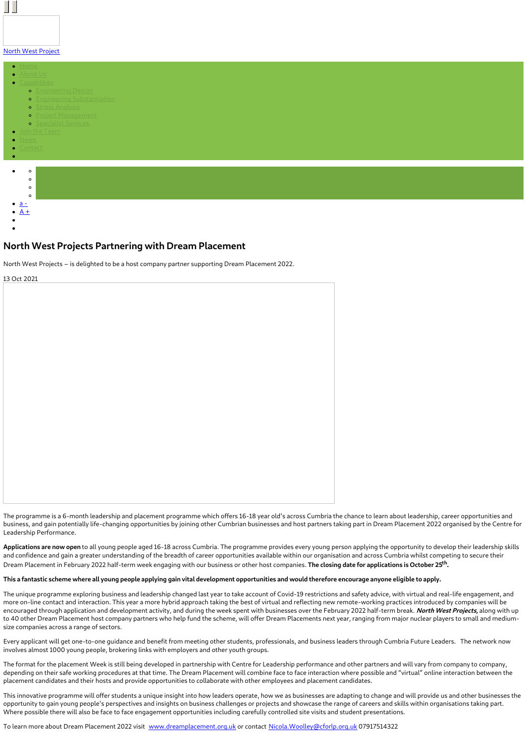North West Project

- Home
- About Us
- Capabilities
  - Engineering Design
  - Engineering Substantiation
  - Stress Analysis
  - Project Management
  - Specialist Services
- Join the Team
- News
- Contact

- a -
- A +

# North West Projects Partnering with Dream Placement

North West Projects – is delighted to be a host company partner supporting Dream Placement 2022.

13 Oct 2021

The programme is a 6-month leadership and placement programme which offers 16-18 year old's across Cumbria the chance to learn about leadership, career opportunities and business, and gain potentially life-changing opportunities by joining other Cumbrian businesses and host partners taking part in Dream Placement 2022 organised by the Centre for Leadership Performance.

**Applications are now open** to all young people aged 16-18 across Cumbria. The programme provides every young person applying the opportunity to develop their leadership skills and confidence and gain a greater understanding of the breadth of career opportunities available within our organisation and across Cumbria whilst competing to secure their Dream Placement in February 2022 half-term week engaging with our business or other host companies. **The closing date for applications is October 25th.**

**This a fantastic scheme where all young people applying gain vital development opportunities and would therefore encourage anyone eligible to apply.**

The unique programme exploring business and leadership changed last year to take account of Covid-19 restrictions and safety advice, with virtual and real-life engagement, and more on-line contact and interaction. This year a more hybrid approach taking the best of virtual and reflecting new remote-working practices introduced by companies will be encouraged through application and development activity, and during the week spent with businesses over the February 2022 half-term break. ***North West Projects,*** along with up to 40 other Dream Placement host company partners who help fund the scheme, will offer Dream Placements next year, ranging from major nuclear players to small and medium-size companies across a range of sectors.

Every applicant will get one-to-one guidance and benefit from meeting other students, professionals, and business leaders through Cumbria Future Leaders. The network now involves almost 1000 young people, brokering links with employers and other youth groups.

The format for the placement Week is still being developed in partnership with Centre for Leadership performance and other partners and will vary from company to company, depending on their safe working procedures at that time. The Dream Placement will combine face to face interaction where possible and "virtual" online interaction between the placement candidates and their hosts and provide opportunities to collaborate with other employees and placement candidates.

This innovative programme will offer students a unique insight into how leaders operate, how we as businesses are adapting to change and will provide us and other businesses the opportunity to gain young people's perspectives and insights on business challenges or projects and showcase the range of careers and skills within organisations taking part. Where possible there will also be face to face engagement opportunities including carefully controlled site visits and student presentations.

To learn more about Dream Placement 2022 visit www.dreamplacement.org.uk or contact Nicola.Woolley@cforlp.org.uk 07917514322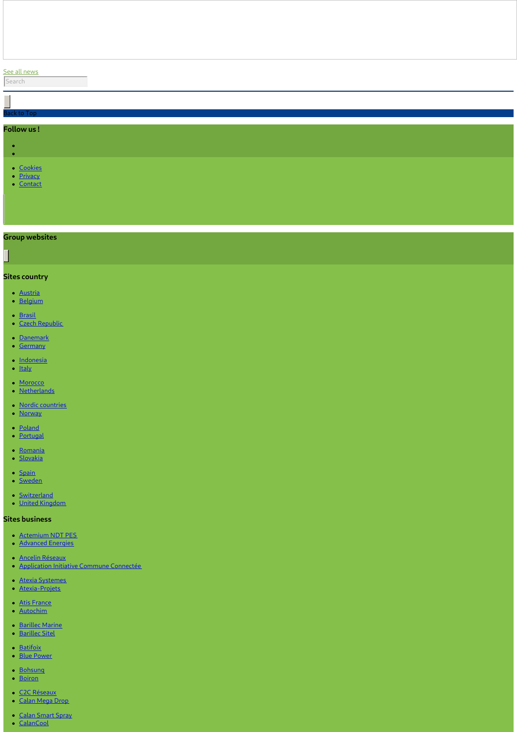See all news

Search

Back to Top

**Follow us !**

- Cookies
- Privacy
- Contact

**Group websites**

**Sites country**

- Austria
- Belgium
- Brasil
- Czech Republic
- Danemark
- Germany
- Indonesia
- Italy
- Morocco
- Netherlands
- Nordic countries
- Norway
- Poland
- Portugal
- Romania
- Slovakia
- Spain
- Sweden
- Switzerland
- United Kingdom

**Sites business**

- Actemium NDT PES
- Advanced Energies
- Ancelin Réseaux
- Application Initiative Commune Connectée
- Atexia Systemes
- Atexia-Projets
- Atis France
- Autochim
- Barillec Marine
- Barillec Sitel
- Batifoix
- Blue Power
- Bohsung
- Boiron
- C2C Réseaux
- Calan Mega Drop
- Calan Smart Spray
- CalanCool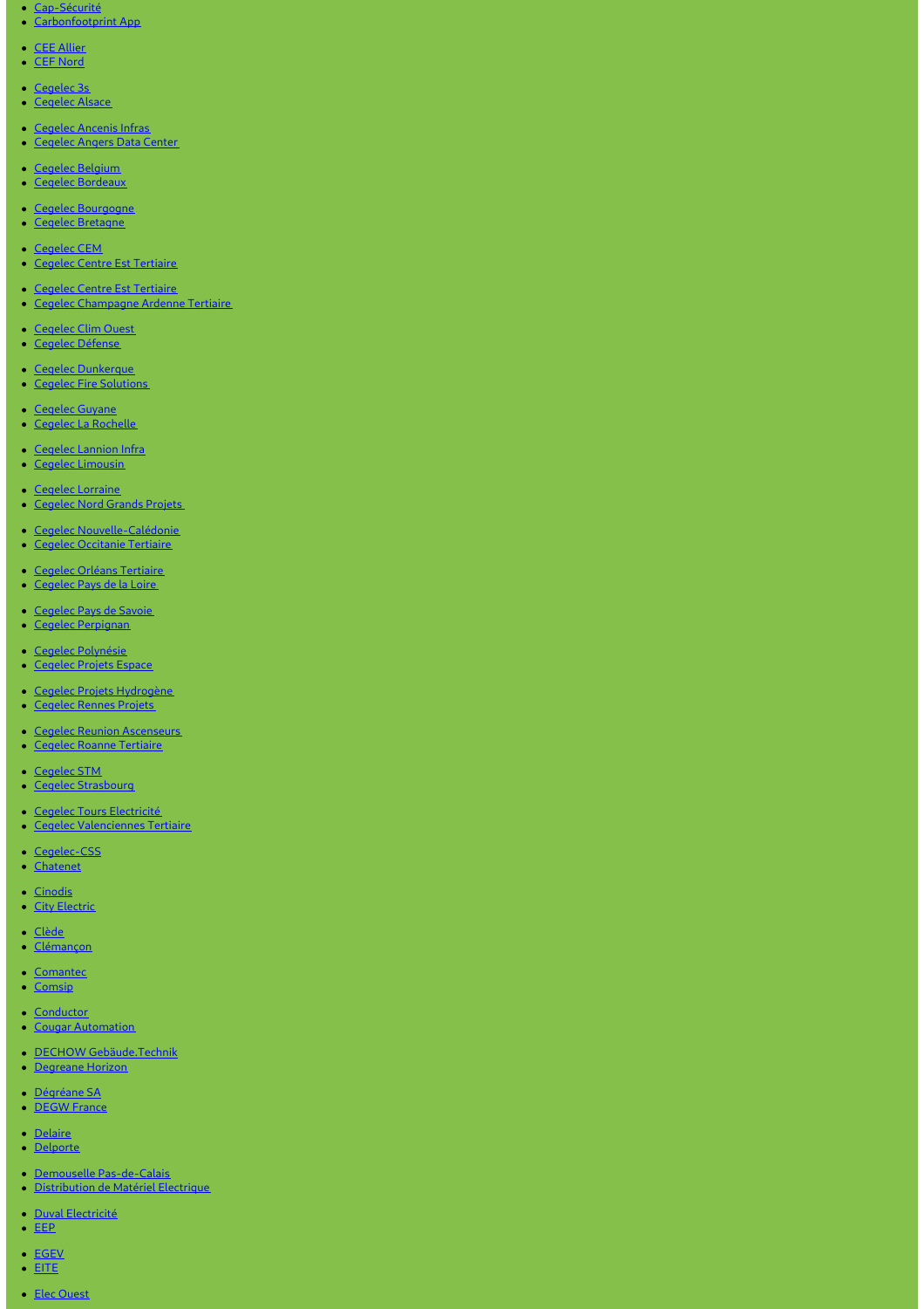- Cap-Sécurité
- Carbonfootprint App
- CEE Allier
- CEF Nord
- Cegelec 3s
- Cegelec Alsace
- Cegelec Ancenis Infras
- Cegelec Angers Data Center
- Cegelec Belgium
- Cegelec Bordeaux
- Cegelec Bourgogne
- Cegelec Bretagne
- Cegelec CEM
- Cegelec Centre Est Tertiaire
- Cegelec Centre Est Tertiaire
- Cegelec Champagne Ardenne Tertiaire
- Cegelec Clim Ouest
- Cegelec Défense
- Cegelec Dunkerque
- Cegelec Fire Solutions
- Cegelec Guyane
- Cegelec La Rochelle
- Cegelec Lannion Infra
- Cegelec Limousin
- Cegelec Lorraine
- Cegelec Nord Grands Projets
- Cegelec Nouvelle-Calédonie
- Cegelec Occitanie Tertiaire
- Cegelec Orléans Tertiaire
- Cegelec Pays de la Loire
- Cegelec Pays de Savoie
- Cegelec Perpignan
- Cegelec Polynésie
- Cegelec Projets Espace
- Cegelec Projets Hydrogène
- Cegelec Rennes Projets
- Cegelec Reunion Ascenseurs
- Cegelec Roanne Tertiaire
- Cegelec STM
- Cegelec Strasbourg
- Cegelec Tours Electricité
- Cegelec Valenciennes Tertiaire
- Cegelec-CSS
- Chatenet
- Cinodis
- City Electric
- Clède
- Clémançon
- Comantec
- Comsip
- Conductor
- Cougar Automation
- DECHOW Gebäude.Technik
- Degreane Horizon
- Dégréane SA
- DEGW France
- Delaire
- Delporte
- Demouselle Pas-de-Calais
- Distribution de Matériel Electrique
- Duval Electricité
- EEP
- EGEV
- EITE
- Elec Ouest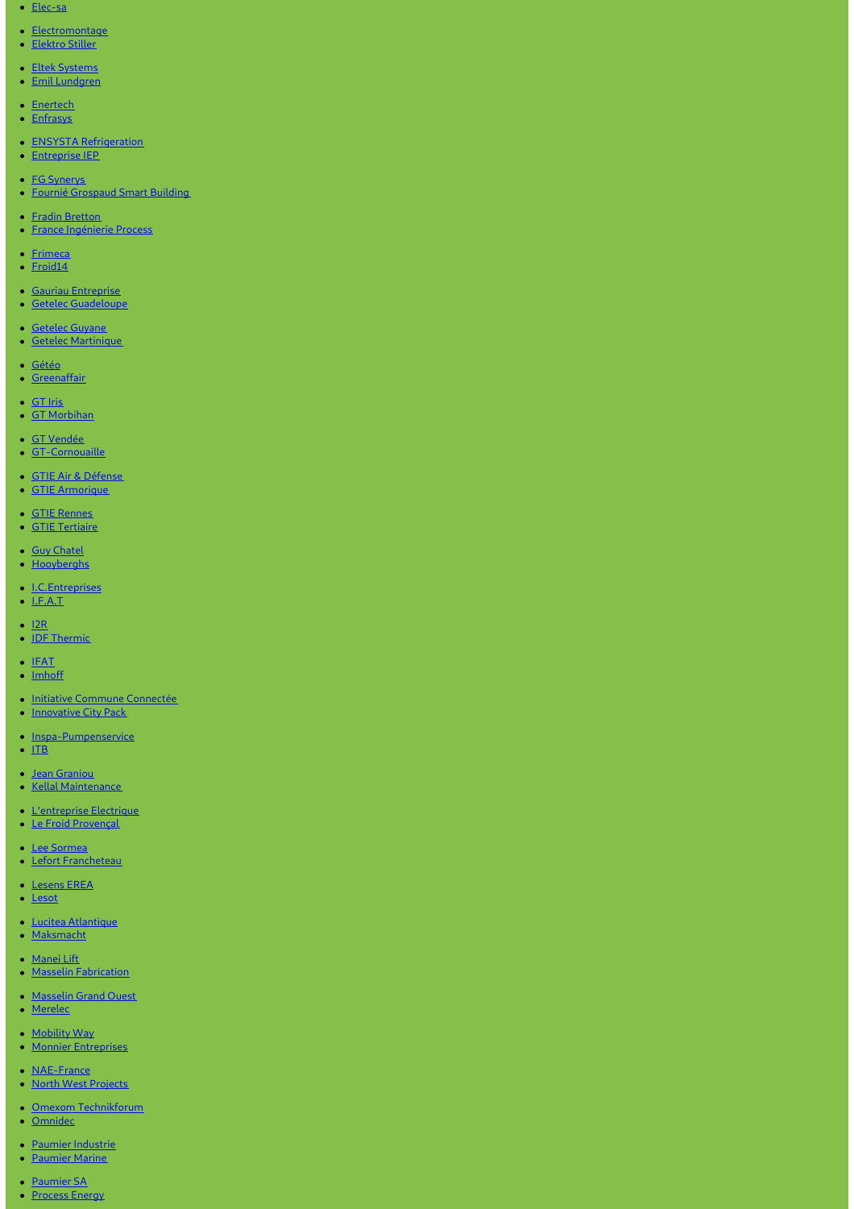- Elec-sa
- Electromontage
- Elektro Stiller
- Eltek Systems
- Emil Lundgren
- Enertech
- Enfrasys
- ENSYSTA Refrigeration
- Entreprise IEP
- FG Synerys
- Fournié Grospaud Smart Building
- Fradin Bretton
- France Ingénierie Process
- Frimeca
- Froid14
- Gauriau Entreprise
- Getelec Guadeloupe
- Getelec Guyane
- Getelec Martinique
- Gétéo
- Greenaffair
- GT Iris
- GT Morbihan
- GT Vendée
- GT-Cornouaille
- GTIE Air & Défense
- GTIE Armorique
- GTIE Rennes
- GTIE Tertiaire
- Guy Chatel
- Hooyberghs
- I.C.Entreprises
- I.F.A.T
- I2R
- IDF Thermic
- IFAT
- Imhoff
- Initiative Commune Connectée
- Innovative City Pack
- Inspa-Pumpenservice
- ITB
- Jean Graniou
- Kellal Maintenance
- L'entreprise Electrique
- Le Froid Provençal
- Lee Sormea
- Lefort Francheteau
- Lesens EREA
- Lesot
- Lucitea Atlantique
- Maksmacht
- Manei Lift
- Masselin Fabrication
- Masselin Grand Ouest
- Merelec
- Mobility Way
- Monnier Entreprises
- NAE-France
- North West Projects
- Omexom Technikforum
- Omnidec
- Paumier Industrie
- Paumier Marine
- Paumier SA
- Process Energy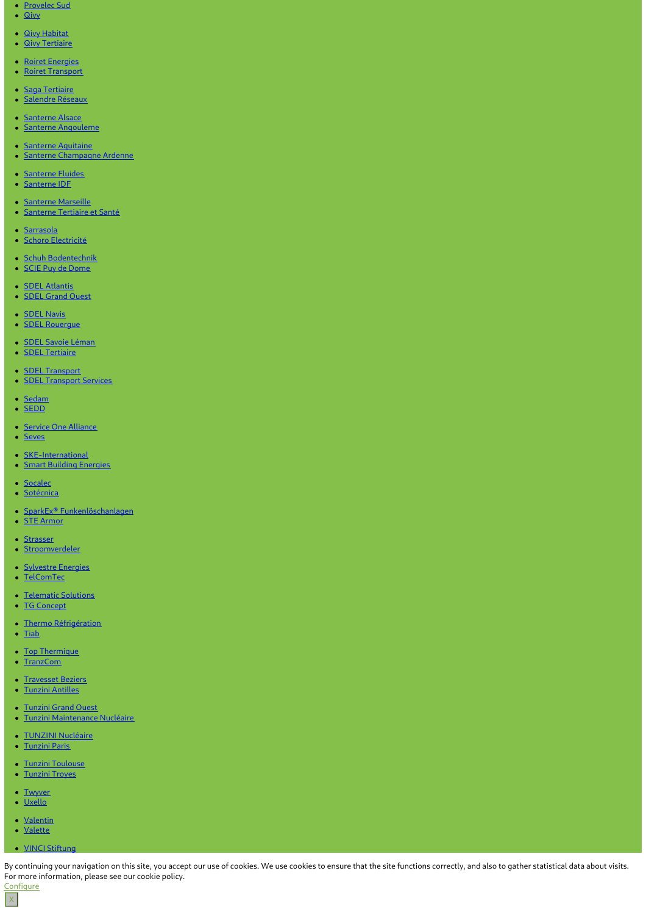- Provelec Sud
- Qivy
- Qivy Habitat
- Qivy Tertiaire
- Roiret Energies
- Roiret Transport
- Saga Tertiaire
- Salendre Réseaux
- Santerne Alsace
- Santerne Angouleme
- Santerne Aquitaine
- Santerne Champagne Ardenne
- Santerne Fluides
- Santerne IDF
- Santerne Marseille
- Santerne Tertiaire et Santé
- Sarrasola
- Schoro Electricité
- Schuh Bodentechnik
- SCIE Puy de Dome
- SDEL Atlantis
- SDEL Grand Ouest
- SDEL Navis
- SDEL Rouergue
- SDEL Savoie Léman
- SDEL Tertiaire
- SDEL Transport
- SDEL Transport Services
- Sedam
- SEDD
- Service One Alliance
- Seves
- SKE-International
- Smart Building Energies
- Socalec
- Sotécnica
- SparkEx® Funkenlöschanlagen
- STE Armor
- Strasser
- Stroomverdeler
- Sylvestre Energies
- TelComTec
- Telematic Solutions
- TG Concept
- Thermo Réfrigération
- Tiab
- Top Thermique
- TranzCom
- Travesset Beziers
- Tunzini Antilles
- Tunzini Grand Ouest
- Tunzini Maintenance Nucléaire
- TUNZINI Nucléaire
- Tunzini Paris
- Tunzini Toulouse
- Tunzini Troyes
- Twyver
- Uxello
- Valentin
- Valette
- VINCI Stiftung

By continuing your navigation on this site, you accept our use of cookies. We use cookies to ensure that the site functions correctly, and also to gather statistical data about visits. For more information, please see our cookie policy.

Configure

X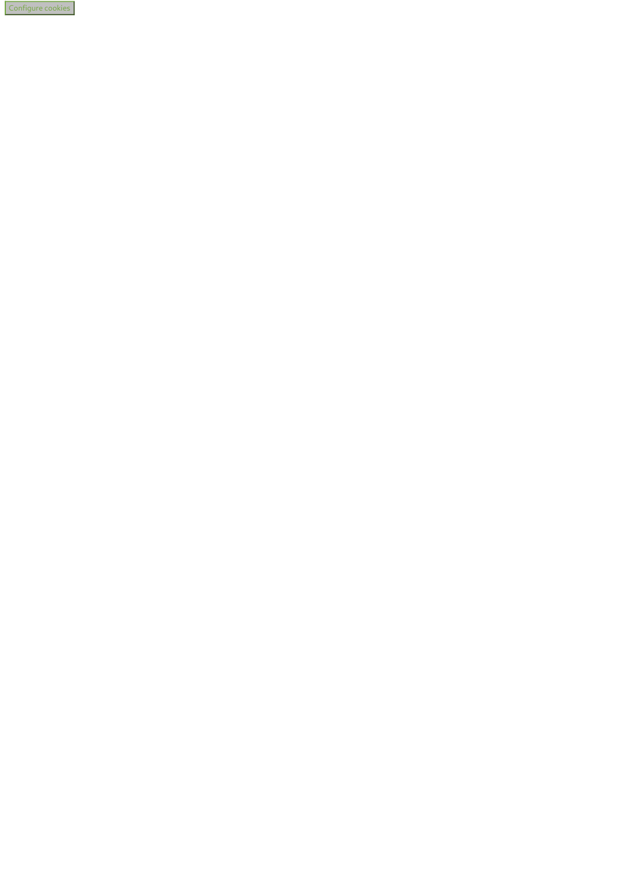Configure cookies